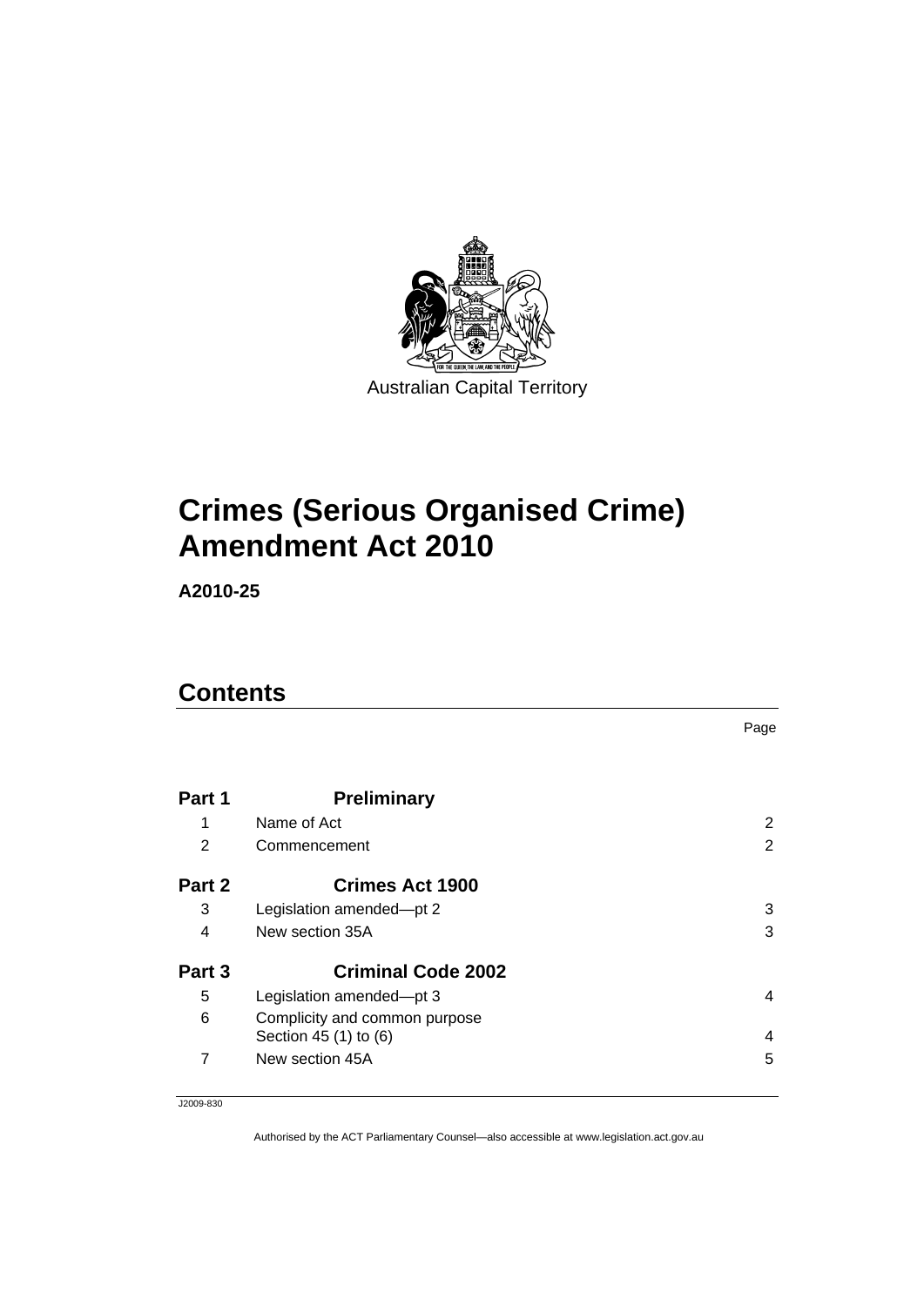Australian Capital Territory

# Crimes (Serious Organised Crime) Amendment Act 2010

**A2010-25**

## Contents

| | | Page |
|---|---|---|
| **Part 1** | **Preliminary** | |
| 1 | Name of Act | 2 |
| 2 | Commencement | 2 |
| **Part 2** | **Crimes Act 1900** | |
| 3 | Legislation amended—pt 2 | 3 |
| 4 | New section 35A | 3 |
| **Part 3** | **Criminal Code 2002** | |
| 5 | Legislation amended—pt 3 | 4 |
| 6 | Complicity and common purpose<br>Section 45 (1) to (6) | 4 |
| 7 | New section 45A | 5 |

J2009-830

Authorised by the ACT Parliamentary Counsel—also accessible at www.legislation.act.gov.au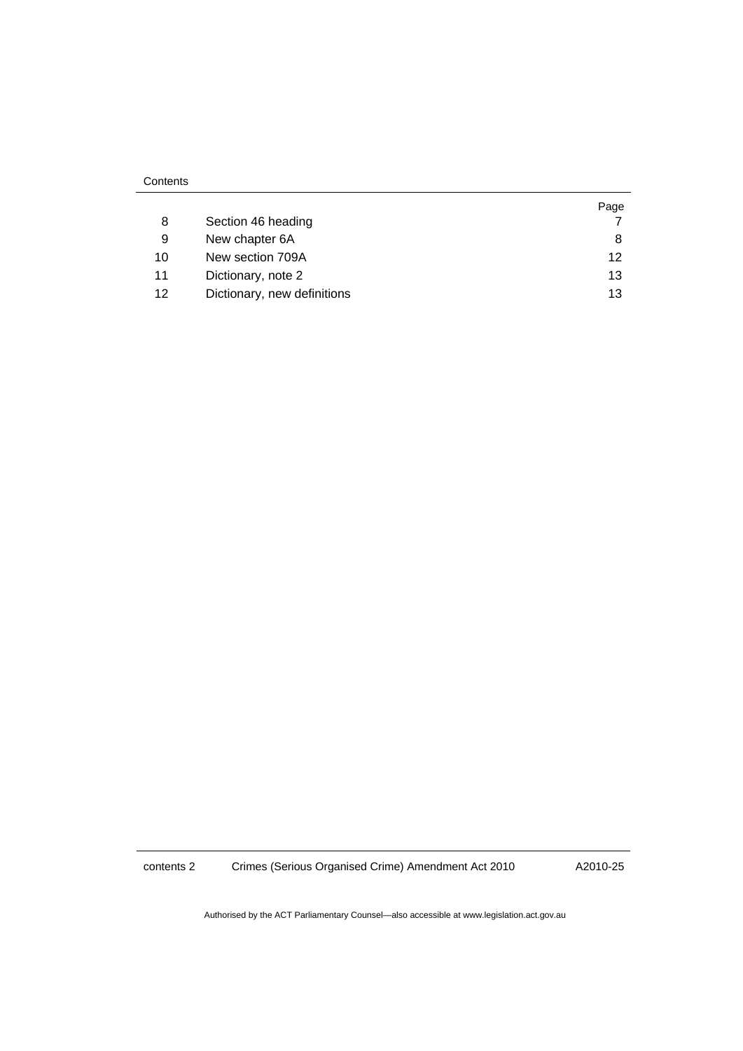Contents

| | | Page |
|---|---|---|
| 8 | Section 46 heading | 7 |
| 9 | New chapter 6A | 8 |
| 10 | New section 709A | 12 |
| 11 | Dictionary, note 2 | 13 |
| 12 | Dictionary, new definitions | 13 |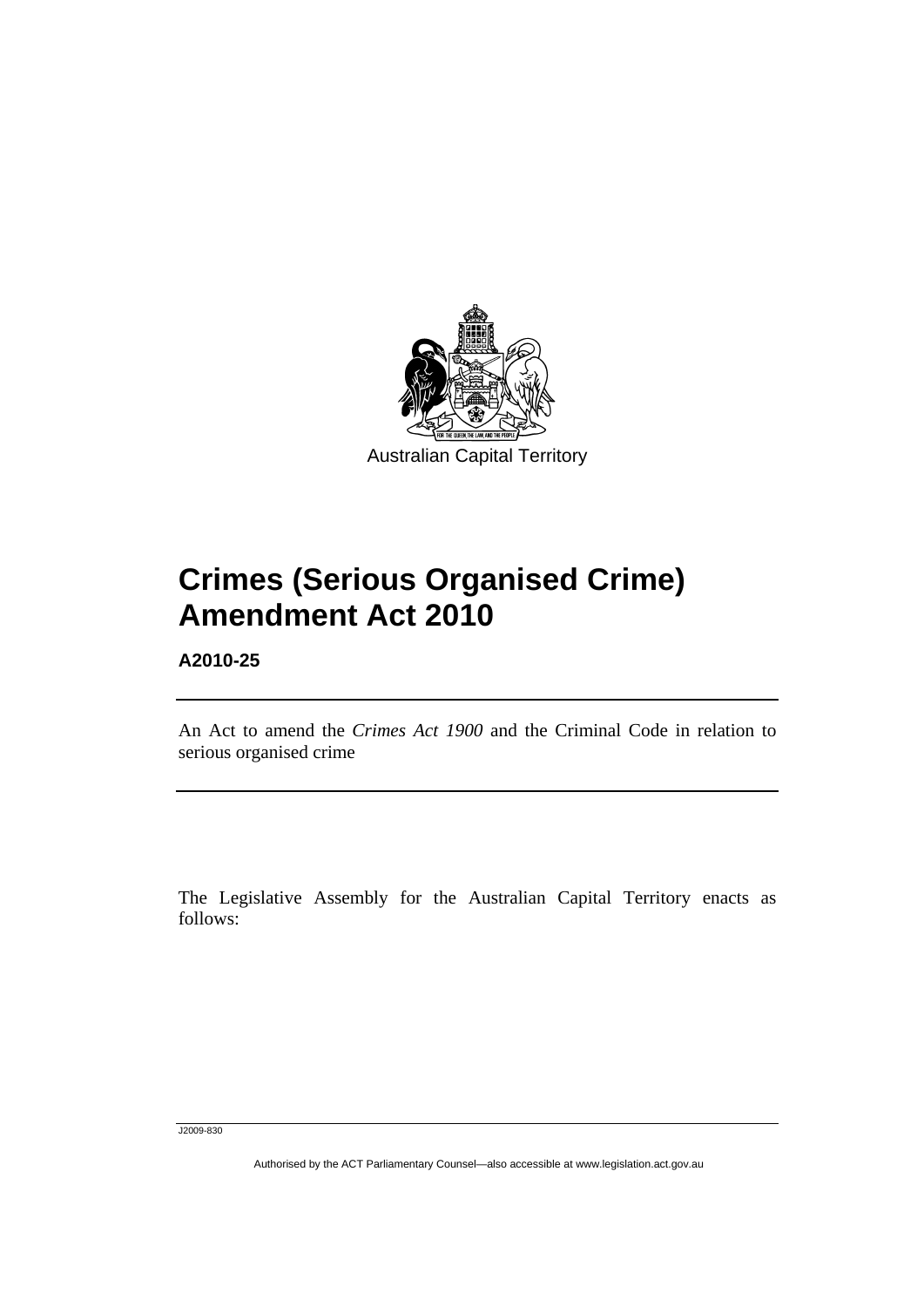Australian Capital Territory

# Crimes (Serious Organised Crime) Amendment Act 2010

**A2010-25**

An Act to amend the *Crimes Act 1900* and the Criminal Code in relation to serious organised crime

The Legislative Assembly for the Australian Capital Territory enacts as follows:

J2009-830

Authorised by the ACT Parliamentary Counsel—also accessible at www.legislation.act.gov.au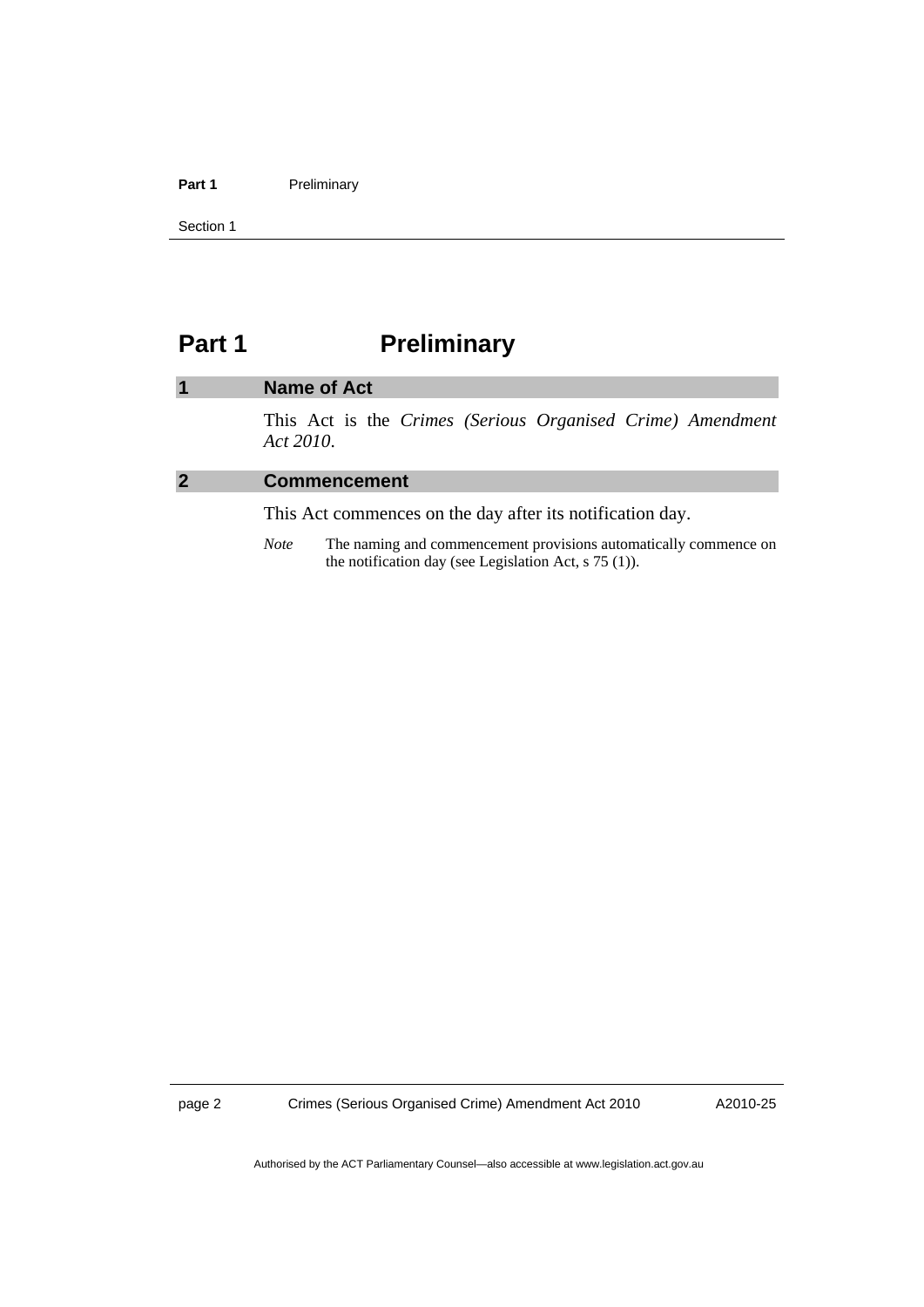# Part 1 Preliminary

## 1 Name of Act

This Act is the *Crimes (Serious Organised Crime) Amendment Act 2010*.

## 2 Commencement

This Act commences on the day after its notification day.

*Note* The naming and commencement provisions automatically commence on the notification day (see Legislation Act, s 75 (1)).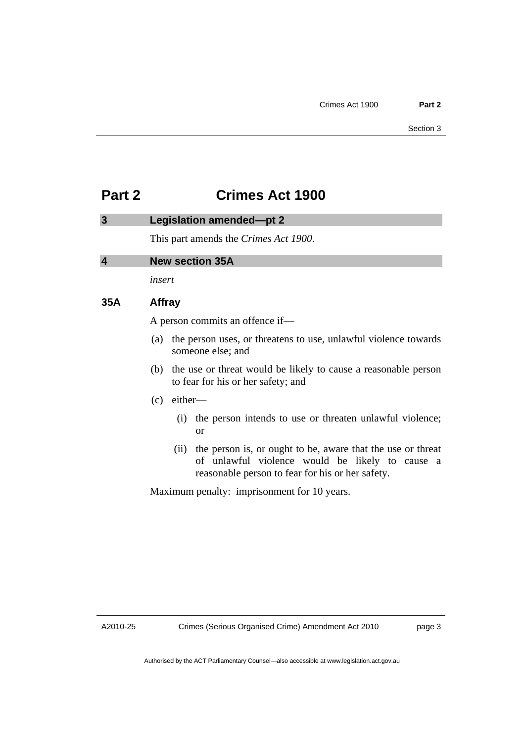# Part 2 Crimes Act 1900

## 3 Legislation amended—pt 2

This part amends the *Crimes Act 1900*.

## 4 New section 35A

*insert*

### 35A Affray

A person commits an offence if—

(a) the person uses, or threatens to use, unlawful violence towards someone else; and

(b) the use or threat would be likely to cause a reasonable person to fear for his or her safety; and

(c) either—

(i) the person intends to use or threaten unlawful violence; or

(ii) the person is, or ought to be, aware that the use or threat of unlawful violence would be likely to cause a reasonable person to fear for his or her safety.

Maximum penalty: imprisonment for 10 years.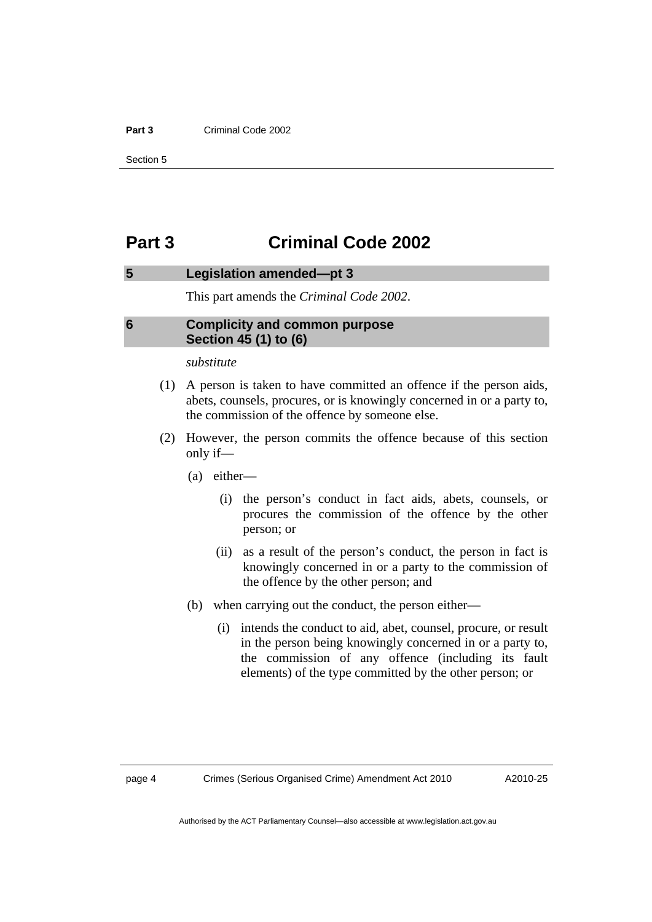# Part 3 Criminal Code 2002

## 5 Legislation amended—pt 3

This part amends the *Criminal Code 2002*.

## 6 Complicity and common purpose Section 45 (1) to (6)

*substitute*

(1) A person is taken to have committed an offence if the person aids, abets, counsels, procures, or is knowingly concerned in or a party to, the commission of the offence by someone else.

(2) However, the person commits the offence because of this section only if—

(a) either—

(i) the person's conduct in fact aids, abets, counsels, or procures the commission of the offence by the other person; or

(ii) as a result of the person's conduct, the person in fact is knowingly concerned in or a party to the commission of the offence by the other person; and

(b) when carrying out the conduct, the person either—

(i) intends the conduct to aid, abet, counsel, procure, or result in the person being knowingly concerned in or a party to, the commission of any offence (including its fault elements) of the type committed by the other person; or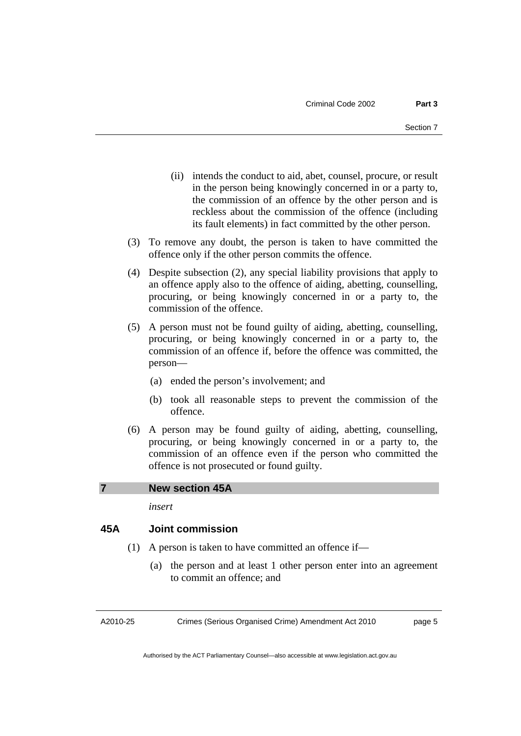(ii) intends the conduct to aid, abet, counsel, procure, or result in the person being knowingly concerned in or a party to, the commission of an offence by the other person and is reckless about the commission of the offence (including its fault elements) in fact committed by the other person.

(3) To remove any doubt, the person is taken to have committed the offence only if the other person commits the offence.

(4) Despite subsection (2), any special liability provisions that apply to an offence apply also to the offence of aiding, abetting, counselling, procuring, or being knowingly concerned in or a party to, the commission of the offence.

(5) A person must not be found guilty of aiding, abetting, counselling, procuring, or being knowingly concerned in or a party to, the commission of an offence if, before the offence was committed, the person—

(a) ended the person's involvement; and

(b) took all reasonable steps to prevent the commission of the offence.

(6) A person may be found guilty of aiding, abetting, counselling, procuring, or being knowingly concerned in or a party to, the commission of an offence even if the person who committed the offence is not prosecuted or found guilty.

## 7 New section 45A

*insert*

### 45A Joint commission

(1) A person is taken to have committed an offence if—

(a) the person and at least 1 other person enter into an agreement to commit an offence; and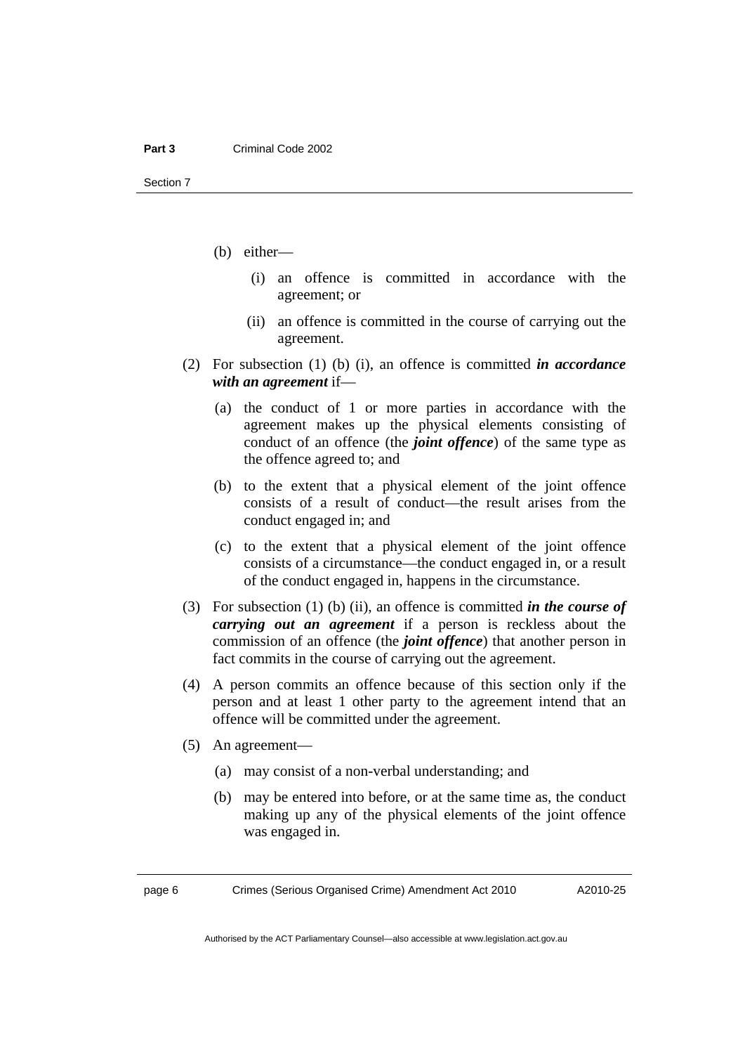(b) either—

   (i) an offence is committed in accordance with the agreement; or

   (ii) an offence is committed in the course of carrying out the agreement.

(2) For subsection (1) (b) (i), an offence is committed ***in accordance with an agreement*** if—

   (a) the conduct of 1 or more parties in accordance with the agreement makes up the physical elements consisting of conduct of an offence (the ***joint offence***) of the same type as the offence agreed to; and

   (b) to the extent that a physical element of the joint offence consists of a result of conduct—the result arises from the conduct engaged in; and

   (c) to the extent that a physical element of the joint offence consists of a circumstance—the conduct engaged in, or a result of the conduct engaged in, happens in the circumstance.

(3) For subsection (1) (b) (ii), an offence is committed ***in the course of carrying out an agreement*** if a person is reckless about the commission of an offence (the ***joint offence***) that another person in fact commits in the course of carrying out the agreement.

(4) A person commits an offence because of this section only if the person and at least 1 other party to the agreement intend that an offence will be committed under the agreement.

(5) An agreement—

   (a) may consist of a non-verbal understanding; and

   (b) may be entered into before, or at the same time as, the conduct making up any of the physical elements of the joint offence was engaged in.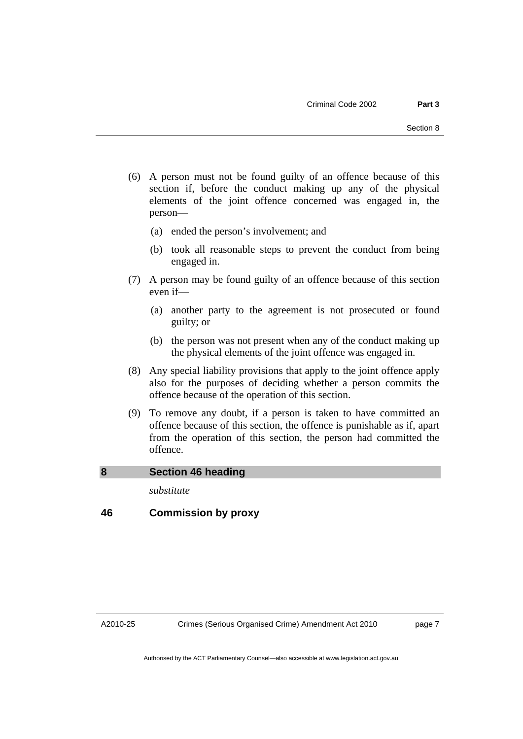(6) A person must not be found guilty of an offence because of this section if, before the conduct making up any of the physical elements of the joint offence concerned was engaged in, the person—

(a) ended the person's involvement; and

(b) took all reasonable steps to prevent the conduct from being engaged in.

(7) A person may be found guilty of an offence because of this section even if—

(a) another party to the agreement is not prosecuted or found guilty; or

(b) the person was not present when any of the conduct making up the physical elements of the joint offence was engaged in.

(8) Any special liability provisions that apply to the joint offence apply also for the purposes of deciding whether a person commits the offence because of the operation of this section.

(9) To remove any doubt, if a person is taken to have committed an offence because of this section, the offence is punishable as if, apart from the operation of this section, the person had committed the offence.

## 8 Section 46 heading

*substitute*

## 46 Commission by proxy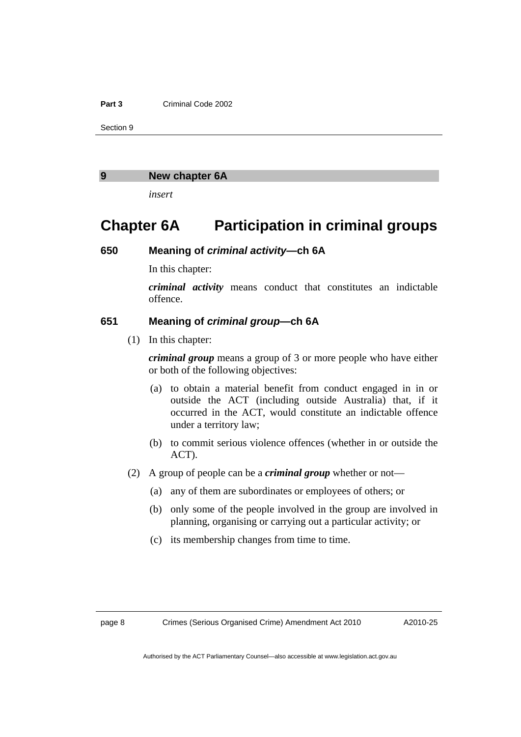## 9 New chapter 6A

*insert*

# Chapter 6A Participation in criminal groups

### 650 Meaning of *criminal activity*—ch 6A

In this chapter:

***criminal activity*** means conduct that constitutes an indictable offence.

### 651 Meaning of *criminal group*—ch 6A

(1) In this chapter:

***criminal group*** means a group of 3 or more people who have either or both of the following objectives:

(a) to obtain a material benefit from conduct engaged in in or outside the ACT (including outside Australia) that, if it occurred in the ACT, would constitute an indictable offence under a territory law;

(b) to commit serious violence offences (whether in or outside the ACT).

(2) A group of people can be a ***criminal group*** whether or not—

(a) any of them are subordinates or employees of others; or

(b) only some of the people involved in the group are involved in planning, organising or carrying out a particular activity; or

(c) its membership changes from time to time.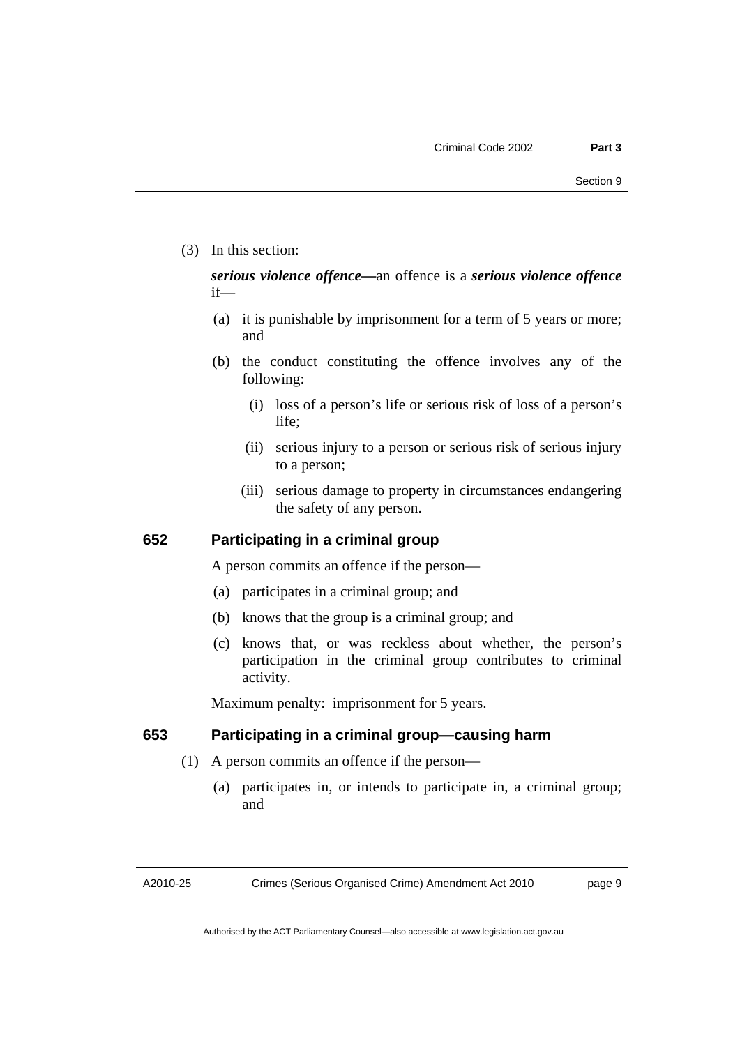(3) In this section:

***serious violence offence***—an offence is a ***serious violence offence*** if—

(a) it is punishable by imprisonment for a term of 5 years or more; and

(b) the conduct constituting the offence involves any of the following:

(i) loss of a person's life or serious risk of loss of a person's life;

(ii) serious injury to a person or serious risk of serious injury to a person;

(iii) serious damage to property in circumstances endangering the safety of any person.

## 652 Participating in a criminal group

A person commits an offence if the person—

(a) participates in a criminal group; and

(b) knows that the group is a criminal group; and

(c) knows that, or was reckless about whether, the person's participation in the criminal group contributes to criminal activity.

Maximum penalty: imprisonment for 5 years.

## 653 Participating in a criminal group—causing harm

(1) A person commits an offence if the person—

(a) participates in, or intends to participate in, a criminal group; and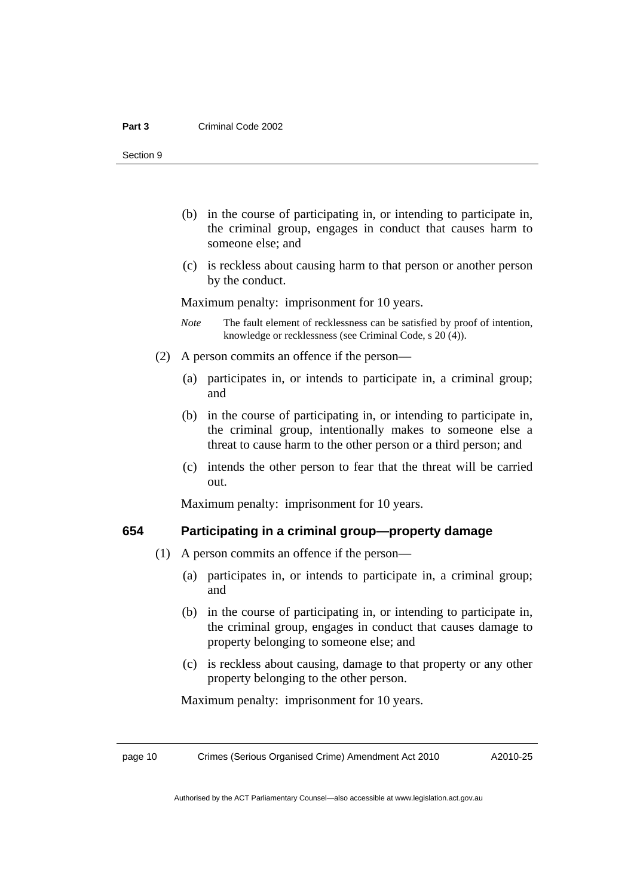(b) in the course of participating in, or intending to participate in, the criminal group, engages in conduct that causes harm to someone else; and

(c) is reckless about causing harm to that person or another person by the conduct.

Maximum penalty: imprisonment for 10 years.

*Note* The fault element of recklessness can be satisfied by proof of intention, knowledge or recklessness (see Criminal Code, s 20 (4)).

(2) A person commits an offence if the person—

(a) participates in, or intends to participate in, a criminal group; and

(b) in the course of participating in, or intending to participate in, the criminal group, intentionally makes to someone else a threat to cause harm to the other person or a third person; and

(c) intends the other person to fear that the threat will be carried out.

Maximum penalty: imprisonment for 10 years.

### 654 Participating in a criminal group—property damage

(1) A person commits an offence if the person—

(a) participates in, or intends to participate in, a criminal group; and

(b) in the course of participating in, or intending to participate in, the criminal group, engages in conduct that causes damage to property belonging to someone else; and

(c) is reckless about causing, damage to that property or any other property belonging to the other person.

Maximum penalty: imprisonment for 10 years.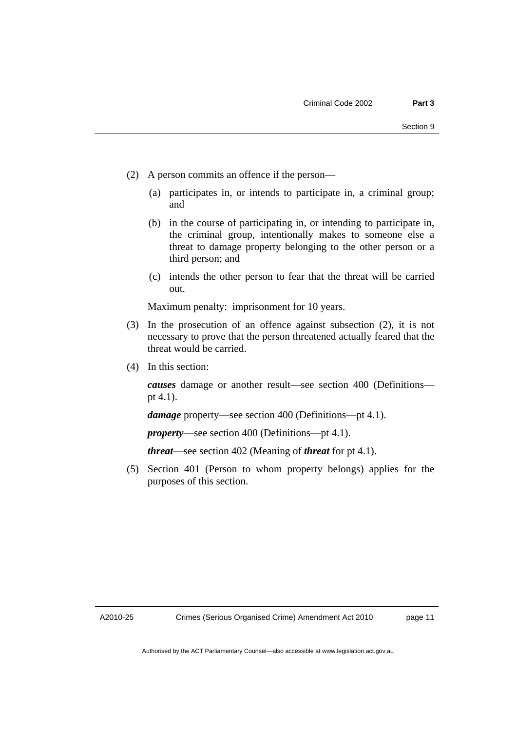(2) A person commits an offence if the person—

(a) participates in, or intends to participate in, a criminal group; and

(b) in the course of participating in, or intending to participate in, the criminal group, intentionally makes to someone else a threat to damage property belonging to the other person or a third person; and

(c) intends the other person to fear that the threat will be carried out.

Maximum penalty: imprisonment for 10 years.

(3) In the prosecution of an offence against subsection (2), it is not necessary to prove that the person threatened actually feared that the threat would be carried.

(4) In this section:

***causes*** damage or another result—see section 400 (Definitions—pt 4.1).

***damage*** property—see section 400 (Definitions—pt 4.1).

***property***—see section 400 (Definitions—pt 4.1).

***threat***—see section 402 (Meaning of ***threat*** for pt 4.1).

(5) Section 401 (Person to whom property belongs) applies for the purposes of this section.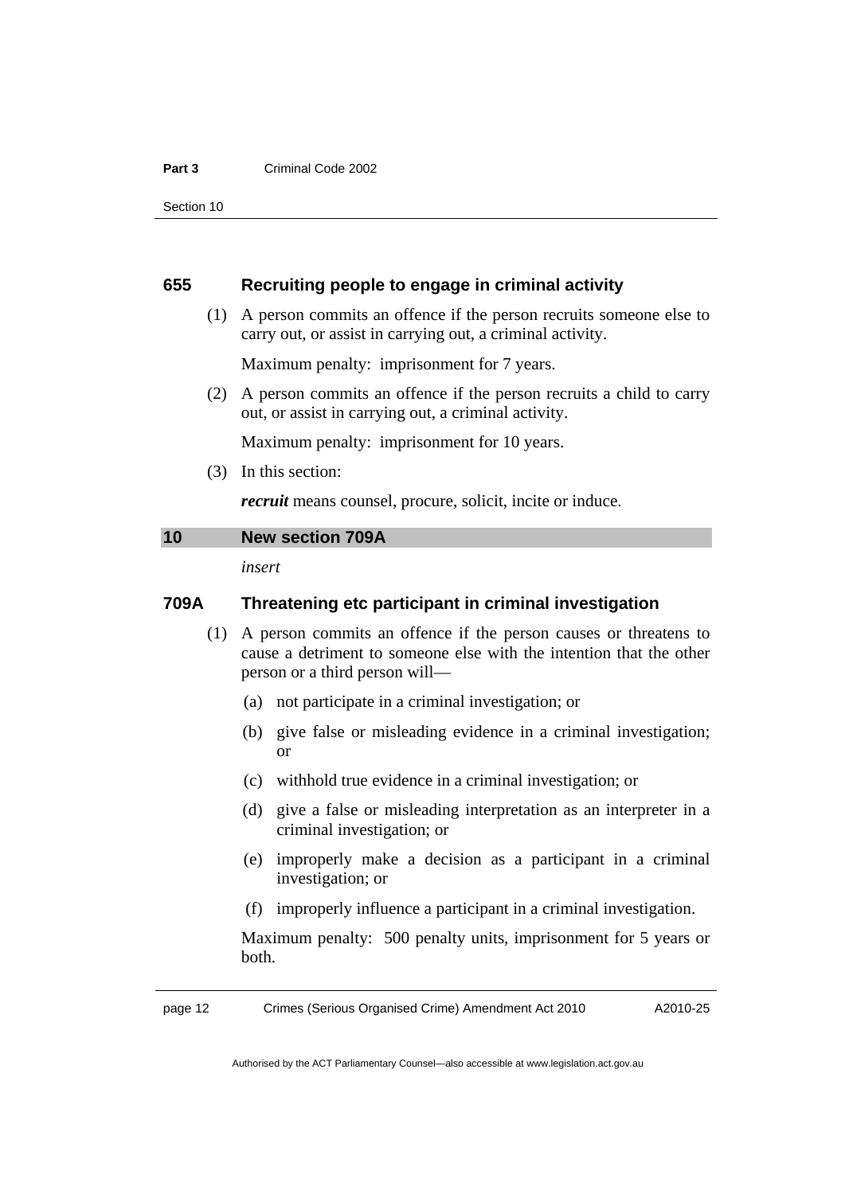### 655 Recruiting people to engage in criminal activity

(1) A person commits an offence if the person recruits someone else to carry out, or assist in carrying out, a criminal activity.

Maximum penalty: imprisonment for 7 years.

(2) A person commits an offence if the person recruits a child to carry out, or assist in carrying out, a criminal activity.

Maximum penalty: imprisonment for 10 years.

(3) In this section:

***recruit*** means counsel, procure, solicit, incite or induce.

## 10 New section 709A

*insert*

### 709A Threatening etc participant in criminal investigation

(1) A person commits an offence if the person causes or threatens to cause a detriment to someone else with the intention that the other person or a third person will—

(a) not participate in a criminal investigation; or

(b) give false or misleading evidence in a criminal investigation; or

(c) withhold true evidence in a criminal investigation; or

(d) give a false or misleading interpretation as an interpreter in a criminal investigation; or

(e) improperly make a decision as a participant in a criminal investigation; or

(f) improperly influence a participant in a criminal investigation.

Maximum penalty: 500 penalty units, imprisonment for 5 years or both.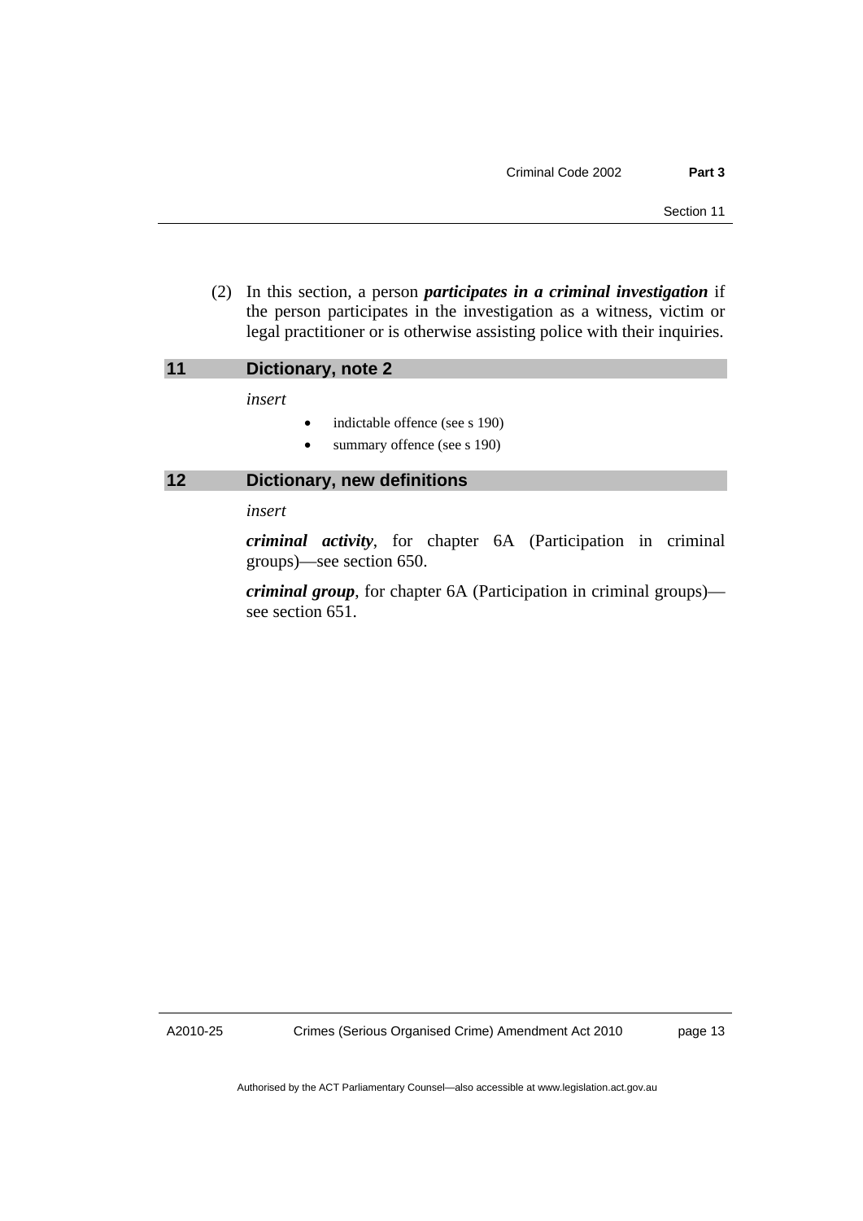(2) In this section, a person ***participates in a criminal investigation*** if the person participates in the investigation as a witness, victim or legal practitioner or is otherwise assisting police with their inquiries.

## 11 Dictionary, note 2

*insert*

- indictable offence (see s 190)
- summary offence (see s 190)

## 12 Dictionary, new definitions

*insert*

***criminal activity***, for chapter 6A (Participation in criminal groups)—see section 650.

***criminal group***, for chapter 6A (Participation in criminal groups)—see section 651.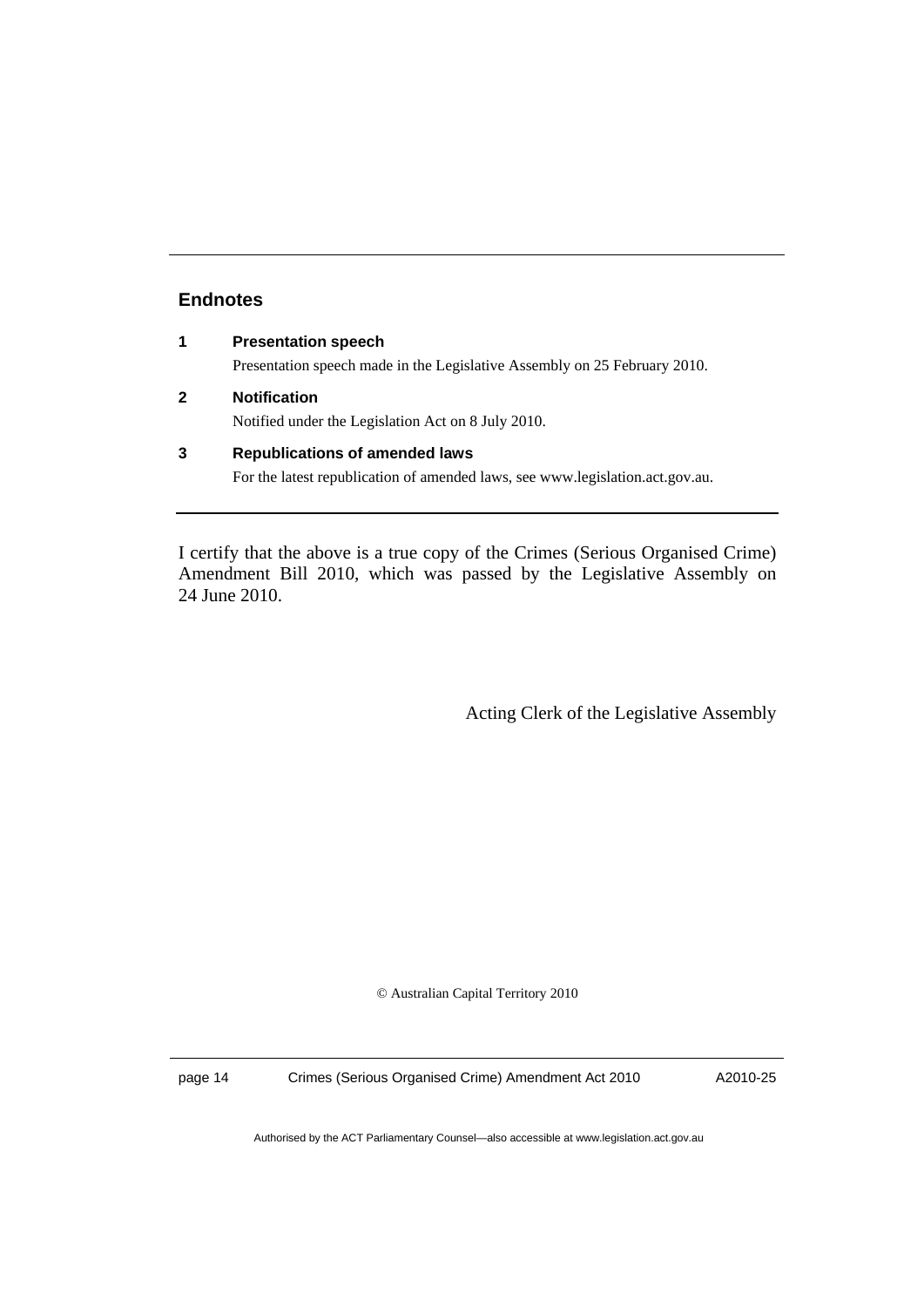## Endnotes

**1 Presentation speech**

Presentation speech made in the Legislative Assembly on 25 February 2010.

**2 Notification**

Notified under the Legislation Act on 8 July 2010.

**3 Republications of amended laws**

For the latest republication of amended laws, see www.legislation.act.gov.au.

I certify that the above is a true copy of the Crimes (Serious Organised Crime) Amendment Bill 2010, which was passed by the Legislative Assembly on 24 June 2010.

Acting Clerk of the Legislative Assembly

© Australian Capital Territory 2010